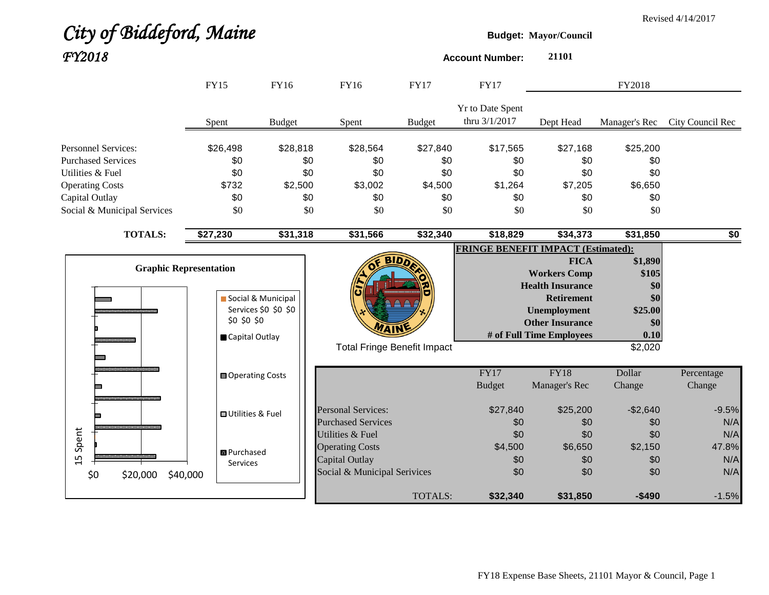Revised 4/14/2017

# *City of Biddeford, Maine*
## *FY2018*

**Budget:** **Mayor/Council**

**Account Number:** **21101**

| | FY15 Spent | FY16 Budget | FY16 Spent | FY17 Budget | FY17 Yr to Date Spent thru 3/1/2017 | FY2018 Dept Head | FY2018 Manager's Rec | FY2018 City Council Rec |
|---|---|---|---|---|---|---|---|---|
| Personnel Services: | $26,498 | $28,818 | $28,564 | $27,840 | $17,565 | $27,168 | $25,200 | |
| Purchased Services | $0 | $0 | $0 | $0 | $0 | $0 | $0 | |
| Utilities & Fuel | $0 | $0 | $0 | $0 | $0 | $0 | $0 | |
| Operating Costs | $732 | $2,500 | $3,002 | $4,500 | $1,264 | $7,205 | $6,650 | |
| Capital Outlay | $0 | $0 | $0 | $0 | $0 | $0 | $0 | |
| Social & Municipal Services | $0 | $0 | $0 | $0 | $0 | $0 | $0 | |
| **TOTALS:** | **$27,230** | **$31,318** | **$31,566** | **$32,340** | **$18,829** | **$34,373** | **$31,850** | **$0** |

**FRINGE BENEFIT IMPACT (Estimated):**

| | |
|---|---|
| **FICA** | **$1,890** |
| **Workers Comp** | **$105** |
| **Health Insurance** | **$0** |
| **Retirement** | **$0** |
| **Unemployment** | **$25.00** |
| **Other Insurance** | **$0** |
| **# of Full Time Employees** | **0.10** |
| Total Fringe Benefit Impact | $2,020 |

**Graphic Representation**

| | FY17 Budget | FY18 Manager's Rec | Dollar Change | Percentage Change |
|---|---|---|---|---|
| Personal Services: | $27,840 | $25,200 | -$2,640 | -9.5% |
| Purchased Services | $0 | $0 | $0 | N/A |
| Utilities & Fuel | $0 | $0 | $0 | N/A |
| Operating Costs | $4,500 | $6,650 | $2,150 | 47.8% |
| Capital Outlay | $0 | $0 | $0 | N/A |
| Social & Municipal Serivices | $0 | $0 | $0 | N/A |
| TOTALS: | **$32,340** | **$31,850** | **-$490** | -1.5% |

FY18 Expense Base Sheets, 21101 Mayor & Council, Page 1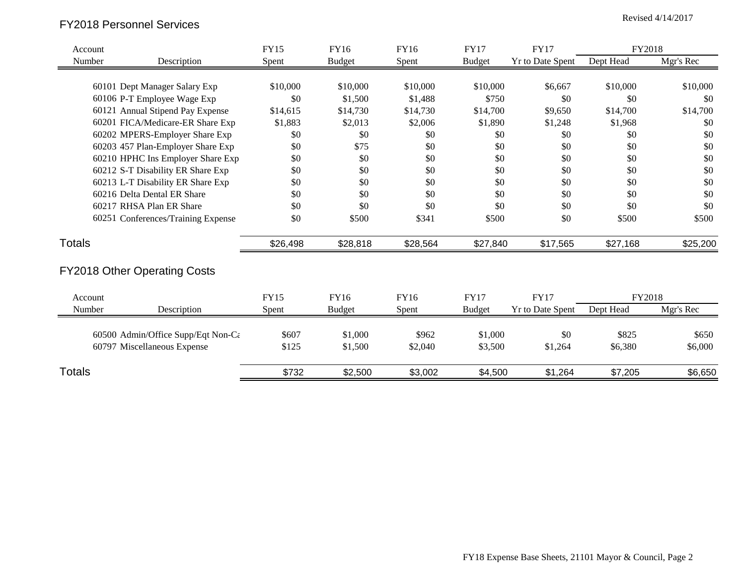Revised 4/14/2017

## FY2018 Personnel Services

| Account Number | Description | FY15 Spent | FY16 Budget | FY16 Spent | FY17 Budget | FY17 Yr to Date Spent | FY2018 Dept Head | FY2018 Mgr's Rec |
|---|---|---|---|---|---|---|---|---|
| 60101 | Dept Manager Salary Exp | $10,000 | $10,000 | $10,000 | $10,000 | $6,667 | $10,000 | $10,000 |
| 60106 | P-T Employee Wage Exp | $0 | $1,500 | $1,488 | $750 | $0 | $0 | $0 |
| 60121 | Annual Stipend Pay Expense | $14,615 | $14,730 | $14,730 | $14,700 | $9,650 | $14,700 | $14,700 |
| 60201 | FICA/Medicare-ER Share Exp | $1,883 | $2,013 | $2,006 | $1,890 | $1,248 | $1,968 | $0 |
| 60202 | MPERS-Employer Share Exp | $0 | $0 | $0 | $0 | $0 | $0 | $0 |
| 60203 | 457 Plan-Employer Share Exp | $0 | $75 | $0 | $0 | $0 | $0 | $0 |
| 60210 | HPHC Ins Employer Share Exp | $0 | $0 | $0 | $0 | $0 | $0 | $0 |
| 60212 | S-T Disability ER Share Exp | $0 | $0 | $0 | $0 | $0 | $0 | $0 |
| 60213 | L-T Disability ER Share Exp | $0 | $0 | $0 | $0 | $0 | $0 | $0 |
| 60216 | Delta Dental ER Share | $0 | $0 | $0 | $0 | $0 | $0 | $0 |
| 60217 | RHSA Plan ER Share | $0 | $0 | $0 | $0 | $0 | $0 | $0 |
| 60251 | Conferences/Training Expense | $0 | $500 | $341 | $500 | $0 | $500 | $500 |
| **Totals** | | $26,498 | $28,818 | $28,564 | $27,840 | $17,565 | $27,168 | $25,200 |

## FY2018 Other Operating Costs

| Account Number | Description | FY15 Spent | FY16 Budget | FY16 Spent | FY17 Budget | FY17 Yr to Date Spent | FY2018 Dept Head | FY2018 Mgr's Rec |
|---|---|---|---|---|---|---|---|---|
| 60500 | Admin/Office Supp/Eqt Non-Ca | $607 | $1,000 | $962 | $1,000 | $0 | $825 | $650 |
| 60797 | Miscellaneous Expense | $125 | $1,500 | $2,040 | $3,500 | $1,264 | $6,380 | $6,000 |
| **Totals** | | $732 | $2,500 | $3,002 | $4,500 | $1,264 | $7,205 | $6,650 |

FY18 Expense Base Sheets, 21101 Mayor & Council, Page 2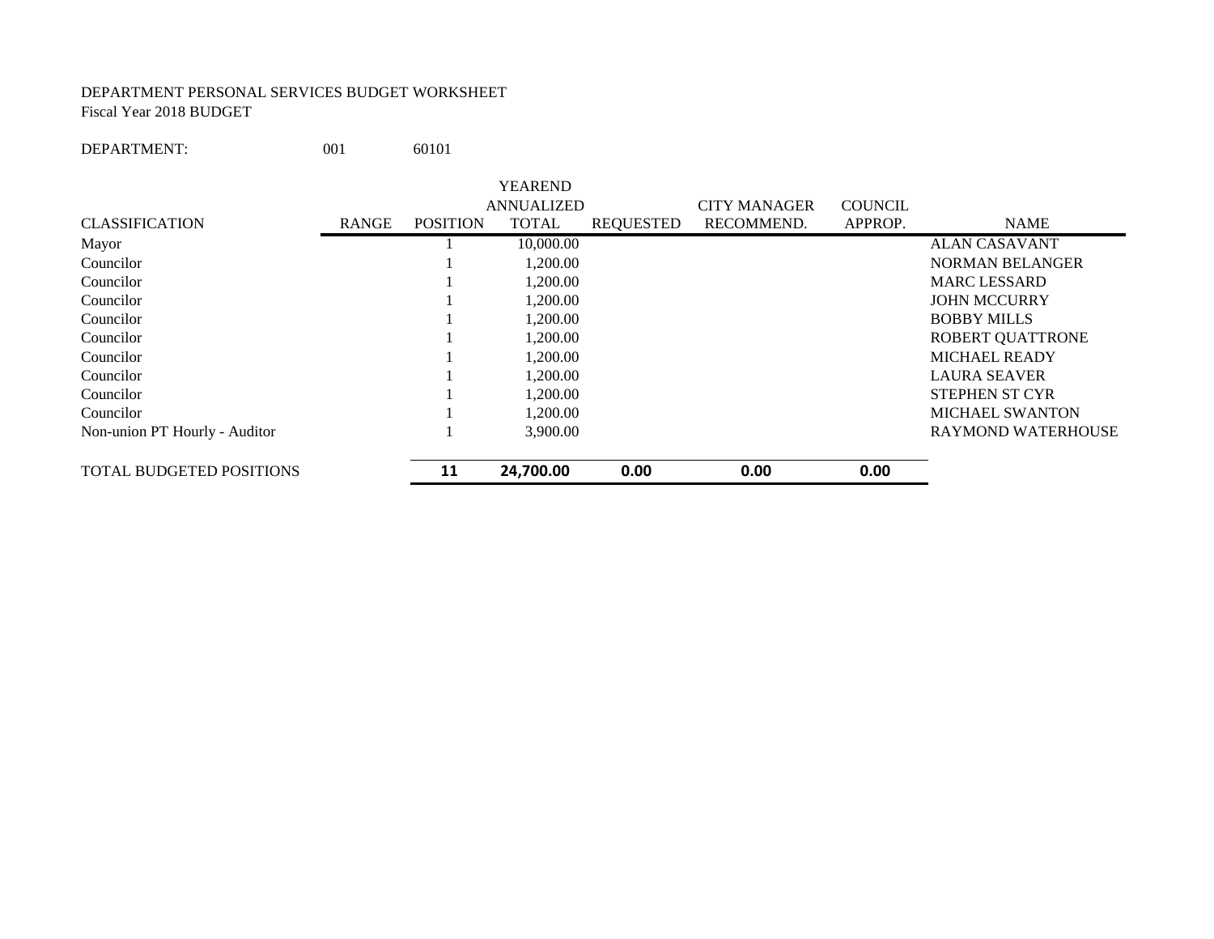DEPARTMENT PERSONAL SERVICES BUDGET WORKSHEET
Fiscal Year 2018 BUDGET

DEPARTMENT: 001 60101

| CLASSIFICATION | RANGE | POSITION | YEAREND ANNUALIZED TOTAL | REQUESTED | CITY MANAGER RECOMMEND. | COUNCIL APPROP. | NAME |
|---|---|---|---|---|---|---|---|
| Mayor | | 1 | 10,000.00 | | | | ALAN CASAVANT |
| Councilor | | 1 | 1,200.00 | | | | NORMAN BELANGER |
| Councilor | | 1 | 1,200.00 | | | | MARC LESSARD |
| Councilor | | 1 | 1,200.00 | | | | JOHN MCCURRY |
| Councilor | | 1 | 1,200.00 | | | | BOBBY MILLS |
| Councilor | | 1 | 1,200.00 | | | | ROBERT QUATTRONE |
| Councilor | | 1 | 1,200.00 | | | | MICHAEL READY |
| Councilor | | 1 | 1,200.00 | | | | LAURA SEAVER |
| Councilor | | 1 | 1,200.00 | | | | STEPHEN ST CYR |
| Councilor | | 1 | 1,200.00 | | | | MICHAEL SWANTON |
| Non-union PT Hourly - Auditor | | 1 | 3,900.00 | | | | RAYMOND WATERHOUSE |
| TOTAL BUDGETED POSITIONS | | **11** | **24,700.00** | **0.00** | **0.00** | **0.00** | |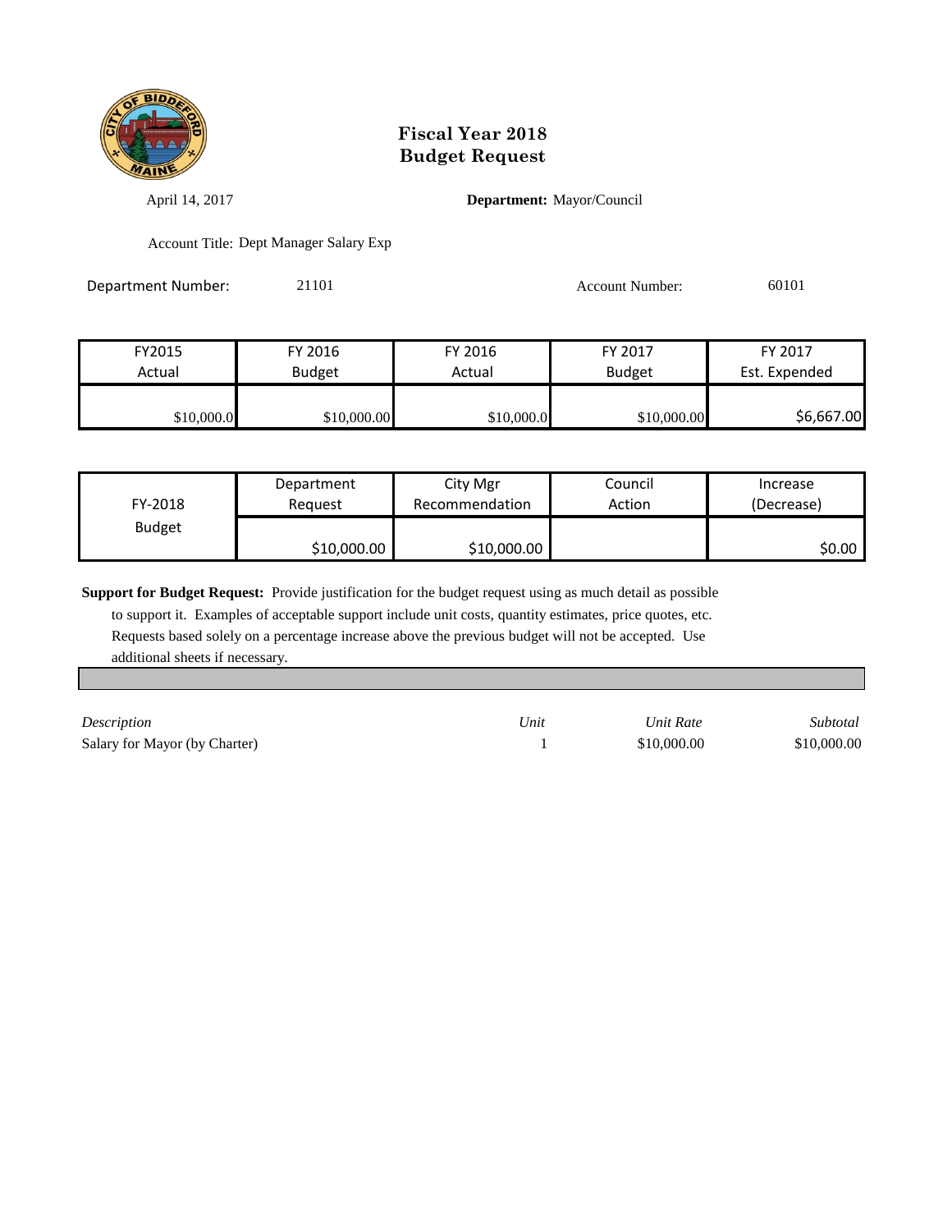# Fiscal Year 2018
# Budget Request

April 14, 2017 **Department:** Mayor/Council

Account Title: Dept Manager Salary Exp

Department Number: 21101 Account Number: 60101

| FY2015 Actual | FY 2016 Budget | FY 2016 Actual | FY 2017 Budget | FY 2017 Est. Expended |
|---|---|---|---|---|
| $10,000.0 | $10,000.00 | $10,000.0 | $10,000.00 | $6,667.00 |

| FY-2018 Budget | Department Request | City Mgr Recommendation | Council Action | Increase (Decrease) |
|---|---|---|---|---|
| | $10,000.00 | $10,000.00 | | $0.00 |

**Support for Budget Request:** Provide justification for the budget request using as much detail as possible to support it. Examples of acceptable support include unit costs, quantity estimates, price quotes, etc. Requests based solely on a percentage increase above the previous budget will not be accepted. Use additional sheets if necessary.

| *Description* | *Unit* | *Unit Rate* | *Subtotal* |
|---|---|---|---|
| Salary for Mayor (by Charter) | 1 | $10,000.00 | $10,000.00 |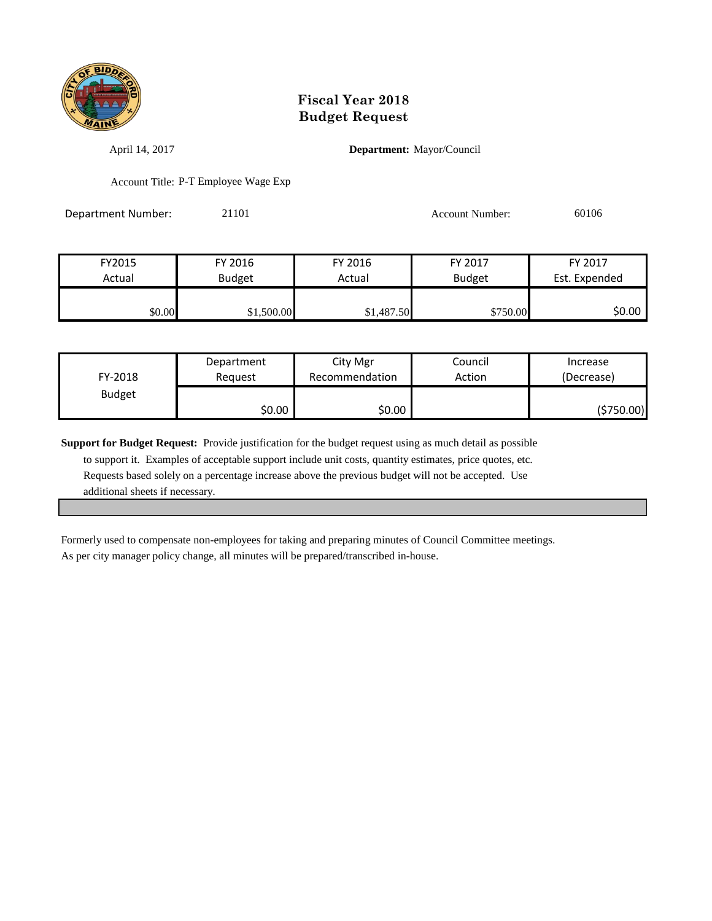# Fiscal Year 2018
# Budget Request

April 14, 2017 **Department:** Mayor/Council

Account Title: P-T Employee Wage Exp

Department Number: 21101 Account Number: 60106

| FY2015 Actual | FY 2016 Budget | FY 2016 Actual | FY 2017 Budget | FY 2017 Est. Expended |
|---|---|---|---|---|
| $0.00 | $1,500.00 | $1,487.50 | $750.00 | $0.00 |

| FY-2018 Budget | Department Request | City Mgr Recommendation | Council Action | Increase (Decrease) |
|---|---|---|---|---|
| | $0.00 | $0.00 | | ($750.00) |

**Support for Budget Request:** Provide justification for the budget request using as much detail as possible to support it. Examples of acceptable support include unit costs, quantity estimates, price quotes, etc. Requests based solely on a percentage increase above the previous budget will not be accepted. Use additional sheets if necessary.

Formerly used to compensate non-employees for taking and preparing minutes of Council Committee meetings.
As per city manager policy change, all minutes will be prepared/transcribed in-house.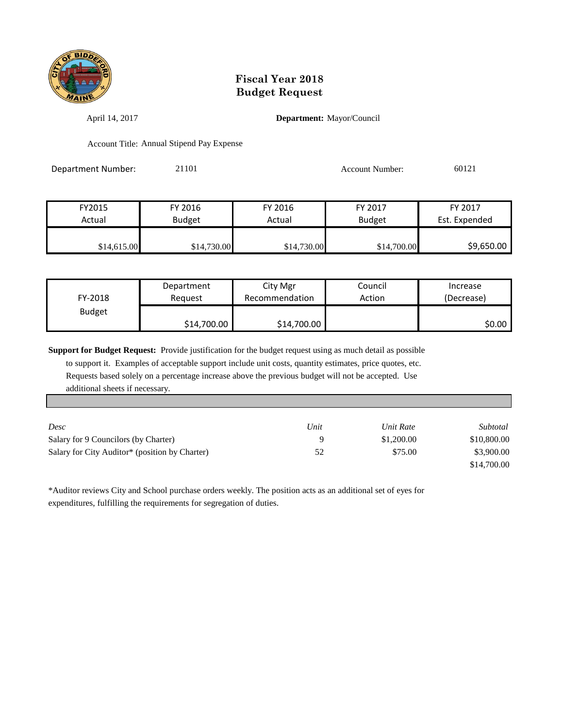# Fiscal Year 2018
# Budget Request

April 14, 2017 **Department:** Mayor/Council

Account Title: Annual Stipend Pay Expense

Department Number: 21101 Account Number: 60121

| FY2015 Actual | FY 2016 Budget | FY 2016 Actual | FY 2017 Budget | FY 2017 Est. Expended |
|---|---|---|---|---|
| $14,615.00 | $14,730.00 | $14,730.00 | $14,700.00 | $9,650.00 |

| FY-2018 Budget | Department Request | City Mgr Recommendation | Council Action | Increase (Decrease) |
|---|---|---|---|---|
| | $14,700.00 | $14,700.00 | | $0.00 |

**Support for Budget Request:** Provide justification for the budget request using as much detail as possible to support it. Examples of acceptable support include unit costs, quantity estimates, price quotes, etc. Requests based solely on a percentage increase above the previous budget will not be accepted. Use additional sheets if necessary.

| *Desc* | *Unit* | *Unit Rate* | *Subtotal* |
|---|---|---|---|
| Salary for 9 Councilors (by Charter) | 9 | $1,200.00 | $10,800.00 |
| Salary for City Auditor* (position by Charter) | 52 | $75.00 | $3,900.00 |
| | | | $14,700.00 |

*Auditor reviews City and School purchase orders weekly. The position acts as an additional set of eyes for expenditures, fulfilling the requirements for segregation of duties.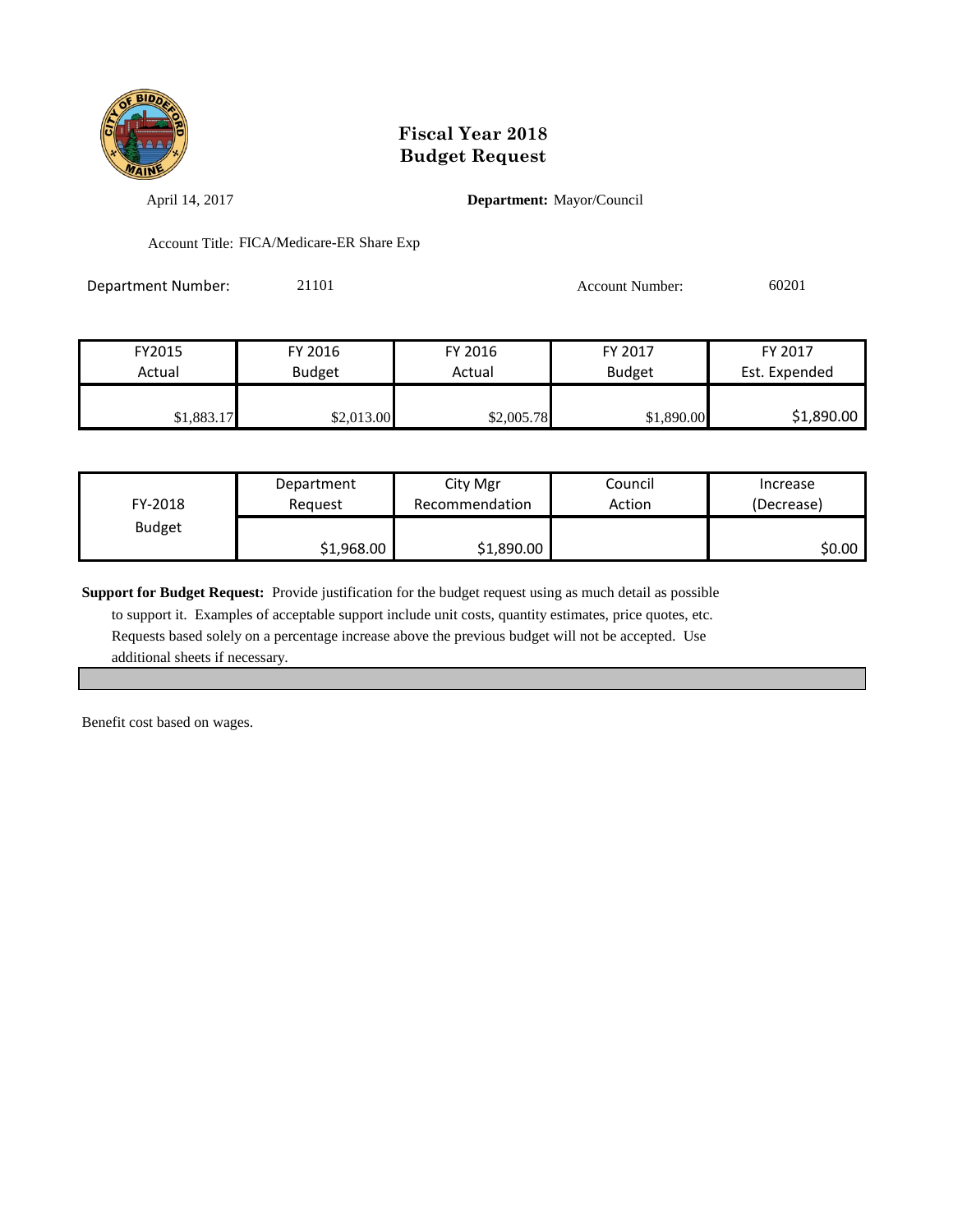# Fiscal Year 2018
# Budget Request

April 14, 2017 **Department:** Mayor/Council

Account Title: FICA/Medicare-ER Share Exp

Department Number: 21101 Account Number: 60201

| FY2015 Actual | FY 2016 Budget | FY 2016 Actual | FY 2017 Budget | FY 2017 Est. Expended |
|---|---|---|---|---|
| $1,883.17 | $2,013.00 | $2,005.78 | $1,890.00 | $1,890.00 |

| FY-2018 Budget | Department Request | City Mgr Recommendation | Council Action | Increase (Decrease) |
|---|---|---|---|---|
| | $1,968.00 | $1,890.00 | | $0.00 |

**Support for Budget Request:** Provide justification for the budget request using as much detail as possible to support it. Examples of acceptable support include unit costs, quantity estimates, price quotes, etc. Requests based solely on a percentage increase above the previous budget will not be accepted. Use additional sheets if necessary.

Benefit cost based on wages.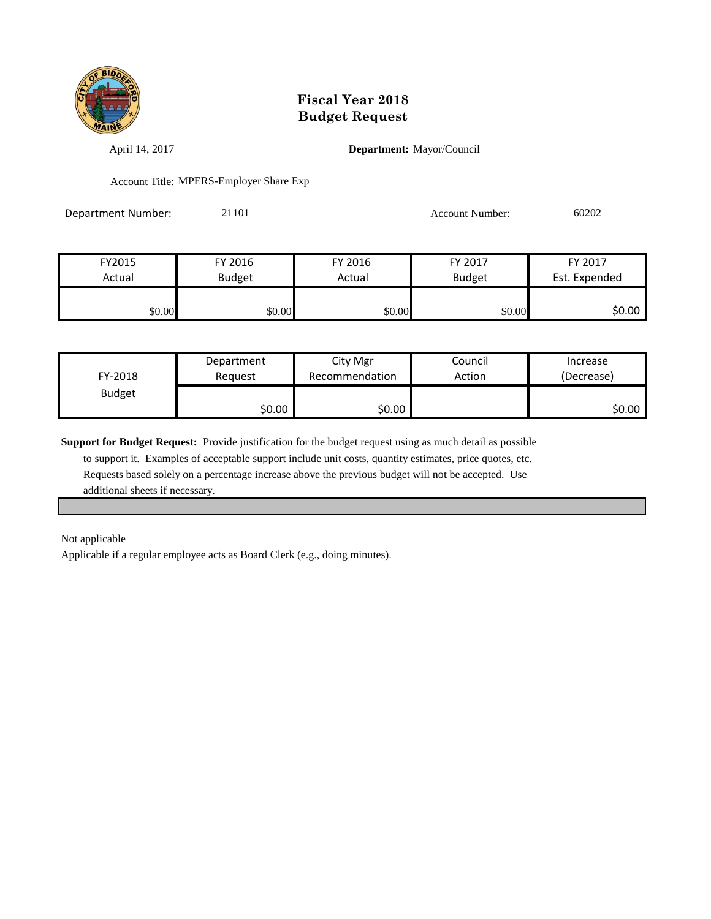# Fiscal Year 2018
# Budget Request

April 14, 2017

**Department:** Mayor/Council

Account Title: MPERS-Employer Share Exp

Department Number: 21101

Account Number: 60202

| FY2015 Actual | FY 2016 Budget | FY 2016 Actual | FY 2017 Budget | FY 2017 Est. Expended |
|---|---|---|---|---|
| $0.00 | $0.00 | $0.00 | $0.00 | $0.00 |

| FY-2018 Budget | Department Request | City Mgr Recommendation | Council Action | Increase (Decrease) |
|---|---|---|---|---|
| | $0.00 | $0.00 | | $0.00 |

**Support for Budget Request:** Provide justification for the budget request using as much detail as possible to support it. Examples of acceptable support include unit costs, quantity estimates, price quotes, etc. Requests based solely on a percentage increase above the previous budget will not be accepted. Use additional sheets if necessary.

Not applicable

Applicable if a regular employee acts as Board Clerk (e.g., doing minutes).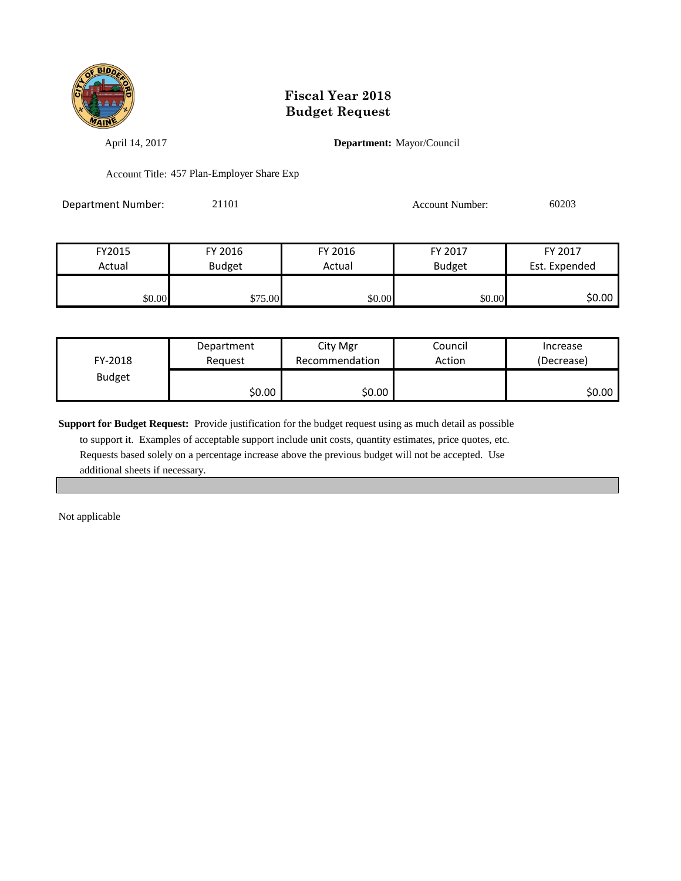# Fiscal Year 2018
# Budget Request

April 14, 2017 **Department:** Mayor/Council

Account Title: 457 Plan-Employer Share Exp

Department Number: 21101 Account Number: 60203

| FY2015 Actual | FY 2016 Budget | FY 2016 Actual | FY 2017 Budget | FY 2017 Est. Expended |
|---|---|---|---|---|
| $0.00 | $75.00 | $0.00 | $0.00 | $0.00 |

| FY-2018 Budget | Department Request | City Mgr Recommendation | Council Action | Increase (Decrease) |
|---|---|---|---|---|
| | $0.00 | $0.00 | | $0.00 |

**Support for Budget Request:** Provide justification for the budget request using as much detail as possible to support it. Examples of acceptable support include unit costs, quantity estimates, price quotes, etc. Requests based solely on a percentage increase above the previous budget will not be accepted. Use additional sheets if necessary.

Not applicable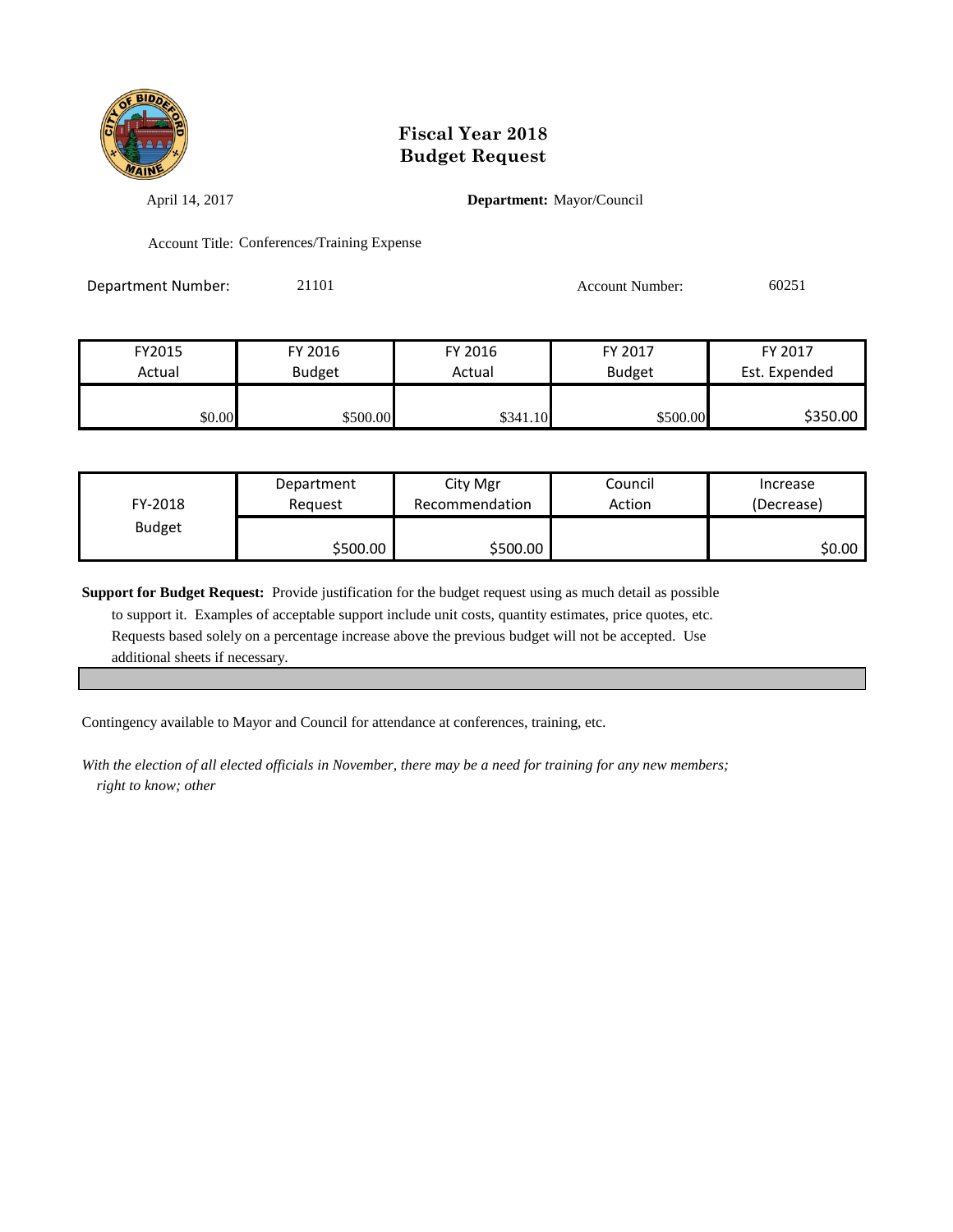# Fiscal Year 2018
# Budget Request

April 14, 2017

**Department:** Mayor/Council

Account Title: Conferences/Training Expense

Department Number: 21101

Account Number: 60251

| FY2015 Actual | FY 2016 Budget | FY 2016 Actual | FY 2017 Budget | FY 2017 Est. Expended |
|---|---|---|---|---|
| $0.00 | $500.00 | $341.10 | $500.00 | $350.00 |

| FY-2018 Budget | Department Request | City Mgr Recommendation | Council Action | Increase (Decrease) |
|---|---|---|---|---|
| | $500.00 | $500.00 | | $0.00 |

**Support for Budget Request:** Provide justification for the budget request using as much detail as possible to support it. Examples of acceptable support include unit costs, quantity estimates, price quotes, etc. Requests based solely on a percentage increase above the previous budget will not be accepted. Use additional sheets if necessary.

Contingency available to Mayor and Council for attendance at conferences, training, etc.

*With the election of all elected officials in November, there may be a need for training for any new members; right to know; other*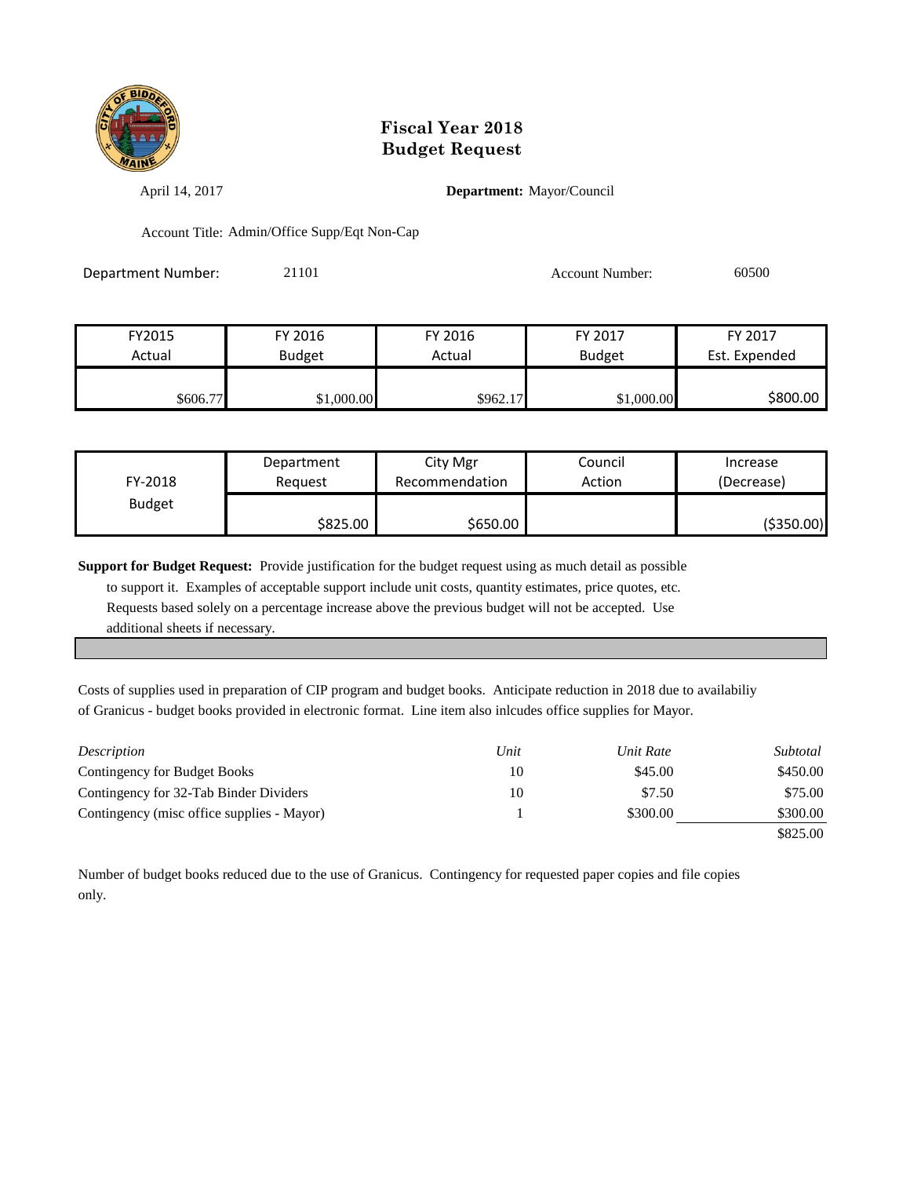# Fiscal Year 2018
# Budget Request

April 14, 2017 **Department:** Mayor/Council

Account Title: Admin/Office Supp/Eqt Non-Cap

Department Number: 21101 Account Number: 60500

| FY2015 Actual | FY 2016 Budget | FY 2016 Actual | FY 2017 Budget | FY 2017 Est. Expended |
|---|---|---|---|---|
| $606.77 | $1,000.00 | $962.17 | $1,000.00 | $800.00 |

| FY-2018 Budget | Department Request | City Mgr Recommendation | Council Action | Increase (Decrease) |
|---|---|---|---|---|
| | $825.00 | $650.00 | | ($350.00) |

**Support for Budget Request:** Provide justification for the budget request using as much detail as possible to support it. Examples of acceptable support include unit costs, quantity estimates, price quotes, etc. Requests based solely on a percentage increase above the previous budget will not be accepted. Use additional sheets if necessary.

Costs of supplies used in preparation of CIP program and budget books. Anticipate reduction in 2018 due to availabiliy of Granicus - budget books provided in electronic format. Line item also inlcudes office supplies for Mayor.

| *Description* | *Unit* | *Unit Rate* | *Subtotal* |
|---|---|---|---|
| Contingency for Budget Books | 10 | $45.00 | $450.00 |
| Contingency for 32-Tab Binder Dividers | 10 | $7.50 | $75.00 |
| Contingency (misc office supplies - Mayor) | 1 | $300.00 | $300.00 |
| | | | $825.00 |

Number of budget books reduced due to the use of Granicus. Contingency for requested paper copies and file copies only.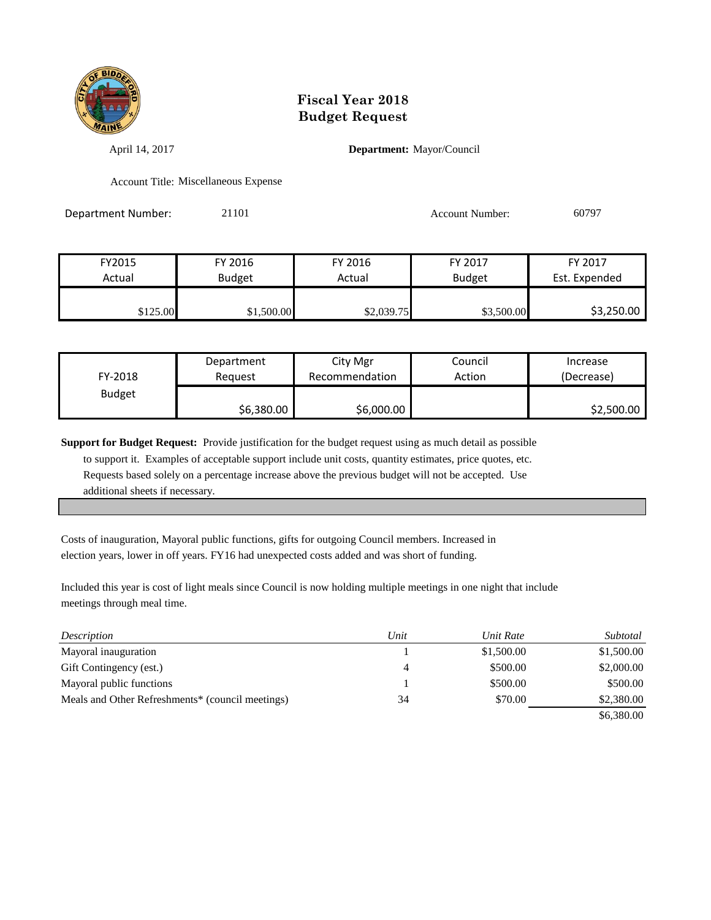# Fiscal Year 2018
# Budget Request

April 14, 2017

**Department:** Mayor/Council

Account Title: Miscellaneous Expense

Department Number: 21101

Account Number: 60797

| FY2015 Actual | FY 2016 Budget | FY 2016 Actual | FY 2017 Budget | FY 2017 Est. Expended |
|---|---|---|---|---|
| $125.00 | $1,500.00 | $2,039.75 | $3,500.00 | $3,250.00 |

| FY-2018 Budget | Department Request | City Mgr Recommendation | Council Action | Increase (Decrease) |
|---|---|---|---|---|
| | $6,380.00 | $6,000.00 | | $2,500.00 |

**Support for Budget Request:** Provide justification for the budget request using as much detail as possible to support it. Examples of acceptable support include unit costs, quantity estimates, price quotes, etc. Requests based solely on a percentage increase above the previous budget will not be accepted. Use additional sheets if necessary.

Costs of inauguration, Mayoral public functions, gifts for outgoing Council members. Increased in election years, lower in off years. FY16 had unexpected costs added and was short of funding.

Included this year is cost of light meals since Council is now holding multiple meetings in one night that include meetings through meal time.

| *Description* | *Unit* | *Unit Rate* | *Subtotal* |
|---|---|---|---|
| Mayoral inauguration | 1 | $1,500.00 | $1,500.00 |
| Gift Contingency (est.) | 4 | $500.00 | $2,000.00 |
| Mayoral public functions | 1 | $500.00 | $500.00 |
| Meals and Other Refreshments* (council meetings) | 34 | $70.00 | $2,380.00 |
| | | | $6,380.00 |